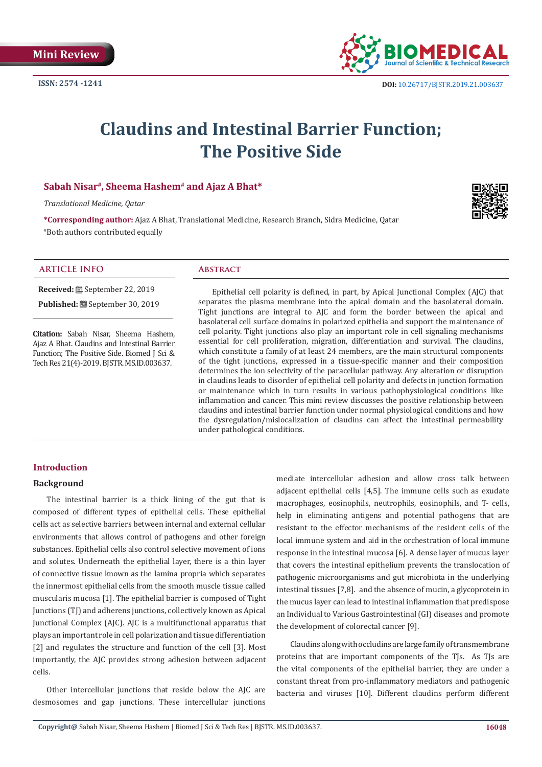Mini Review

ISSN: 2574 -1241

DOI: 10.26717/BJSTR.2019.21.003637

# Claudins and Intestinal Barrier Function; The Positive Side

**Sabah Nisar#, Sheema Hashem# and Ajaz A Bhat***

*Translational Medicine, Qatar*

***Corresponding author:** Ajaz A Bhat, Translational Medicine, Research Branch, Sidra Medicine, Qatar

#Both authors contributed equally

## ARTICLE INFO

**Received:** September 22, 2019

**Published:** September 30, 2019

**Citation:** Sabah Nisar, Sheema Hashem, Ajaz A Bhat. Claudins and Intestinal Barrier Function; The Positive Side. Biomed J Sci & Tech Res 21(4)-2019. BJSTR. MS.ID.003637.

## Abstract

Epithelial cell polarity is defined, in part, by Apical Junctional Complex (AJC) that separates the plasma membrane into the apical domain and the basolateral domain. Tight junctions are integral to AJC and form the border between the apical and basolateral cell surface domains in polarized epithelia and support the maintenance of cell polarity. Tight junctions also play an important role in cell signaling mechanisms essential for cell proliferation, migration, differentiation and survival. The claudins, which constitute a family of at least 24 members, are the main structural components of the tight junctions, expressed in a tissue-specific manner and their composition determines the ion selectivity of the paracellular pathway. Any alteration or disruption in claudins leads to disorder of epithelial cell polarity and defects in junction formation or maintenance which in turn results in various pathophysiological conditions like inflammation and cancer. This mini review discusses the positive relationship between claudins and intestinal barrier function under normal physiological conditions and how the dysregulation/mislocalization of claudins can affect the intestinal permeability under pathological conditions.

## Introduction

### Background

The intestinal barrier is a thick lining of the gut that is composed of different types of epithelial cells. These epithelial cells act as selective barriers between internal and external cellular environments that allows control of pathogens and other foreign substances. Epithelial cells also control selective movement of ions and solutes. Underneath the epithelial layer, there is a thin layer of connective tissue known as the lamina propria which separates the innermost epithelial cells from the smooth muscle tissue called muscularis mucosa [1]. The epithelial barrier is composed of Tight Junctions (TJ) and adherens junctions, collectively known as Apical Junctional Complex (AJC). AJC is a multifunctional apparatus that plays an important role in cell polarization and tissue differentiation [2] and regulates the structure and function of the cell [3]. Most importantly, the AJC provides strong adhesion between adjacent cells.

Other intercellular junctions that reside below the AJC are desmosomes and gap junctions. These intercellular junctions mediate intercellular adhesion and allow cross talk between adjacent epithelial cells [4,5]. The immune cells such as exudate macrophages, eosinophils, neutrophils, eosinophils, and T- cells, help in eliminating antigens and potential pathogens that are resistant to the effector mechanisms of the resident cells of the local immune system and aid in the orchestration of local immune response in the intestinal mucosa [6]. A dense layer of mucus layer that covers the intestinal epithelium prevents the translocation of pathogenic microorganisms and gut microbiota in the underlying intestinal tissues [7,8]. and the absence of mucin, a glycoprotein in the mucus layer can lead to intestinal inflammation that predispose an Individual to Various Gastrointestinal (GI) diseases and promote the development of colorectal cancer [9].

Claudins along with occludins are large family of transmembrane proteins that are important components of the TJs. As TJs are the vital components of the epithelial barrier, they are under a constant threat from pro-inflammatory mediators and pathogenic bacteria and viruses [10]. Different claudins perform different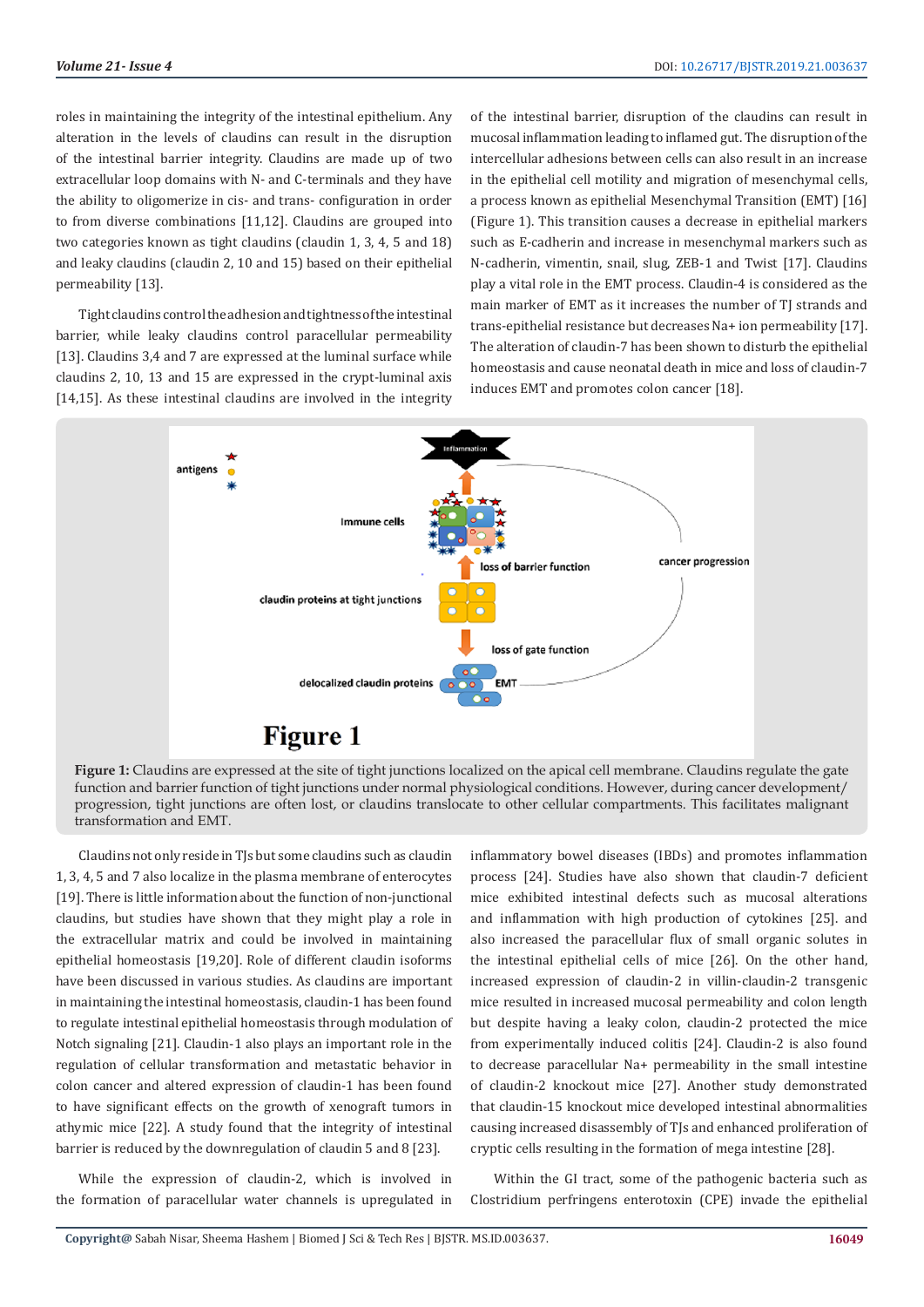roles in maintaining the integrity of the intestinal epithelium. Any alteration in the levels of claudins can result in the disruption of the intestinal barrier integrity. Claudins are made up of two extracellular loop domains with N- and C-terminals and they have the ability to oligomerize in cis- and trans- configuration in order to from diverse combinations [11,12]. Claudins are grouped into two categories known as tight claudins (claudin 1, 3, 4, 5 and 18) and leaky claudins (claudin 2, 10 and 15) based on their epithelial permeability [13].

Tight claudins control the adhesion and tightness of the intestinal barrier, while leaky claudins control paracellular permeability [13]. Claudins 3,4 and 7 are expressed at the luminal surface while claudins 2, 10, 13 and 15 are expressed in the crypt-luminal axis [14,15]. As these intestinal claudins are involved in the integrity of the intestinal barrier, disruption of the claudins can result in mucosal inflammation leading to inflamed gut. The disruption of the intercellular adhesions between cells can also result in an increase in the epithelial cell motility and migration of mesenchymal cells, a process known as epithelial Mesenchymal Transition (EMT) [16] (Figure 1). This transition causes a decrease in epithelial markers such as E-cadherin and increase in mesenchymal markers such as N-cadherin, vimentin, snail, slug, ZEB-1 and Twist [17]. Claudins play a vital role in the EMT process. Claudin-4 is considered as the main marker of EMT as it increases the number of TJ strands and trans-epithelial resistance but decreases Na+ ion permeability [17]. The alteration of claudin-7 has been shown to disturb the epithelial homeostasis and cause neonatal death in mice and loss of claudin-7 induces EMT and promotes colon cancer [18].

**Figure 1:** Claudins are expressed at the site of tight junctions localized on the apical cell membrane. Claudins regulate the gate function and barrier function of tight junctions under normal physiological conditions. However, during cancer development/ progression, tight junctions are often lost, or claudins translocate to other cellular compartments. This facilitates malignant transformation and EMT.

Claudins not only reside in TJs but some claudins such as claudin 1, 3, 4, 5 and 7 also localize in the plasma membrane of enterocytes [19]. There is little information about the function of non-junctional claudins, but studies have shown that they might play a role in the extracellular matrix and could be involved in maintaining epithelial homeostasis [19,20]. Role of different claudin isoforms have been discussed in various studies. As claudins are important in maintaining the intestinal homeostasis, claudin-1 has been found to regulate intestinal epithelial homeostasis through modulation of Notch signaling [21]. Claudin-1 also plays an important role in the regulation of cellular transformation and metastatic behavior in colon cancer and altered expression of claudin-1 has been found to have significant effects on the growth of xenograft tumors in athymic mice [22]. A study found that the integrity of intestinal barrier is reduced by the downregulation of claudin 5 and 8 [23].

While the expression of claudin-2, which is involved in the formation of paracellular water channels is upregulated in inflammatory bowel diseases (IBDs) and promotes inflammation process [24]. Studies have also shown that claudin-7 deficient mice exhibited intestinal defects such as mucosal alterations and inflammation with high production of cytokines [25]. and also increased the paracellular flux of small organic solutes in the intestinal epithelial cells of mice [26]. On the other hand, increased expression of claudin-2 in villin-claudin-2 transgenic mice resulted in increased mucosal permeability and colon length but despite having a leaky colon, claudin-2 protected the mice from experimentally induced colitis [24]. Claudin-2 is also found to decrease paracellular Na+ permeability in the small intestine of claudin-2 knockout mice [27]. Another study demonstrated that claudin-15 knockout mice developed intestinal abnormalities causing increased disassembly of TJs and enhanced proliferation of cryptic cells resulting in the formation of mega intestine [28].

Within the GI tract, some of the pathogenic bacteria such as Clostridium perfringens enterotoxin (CPE) invade the epithelial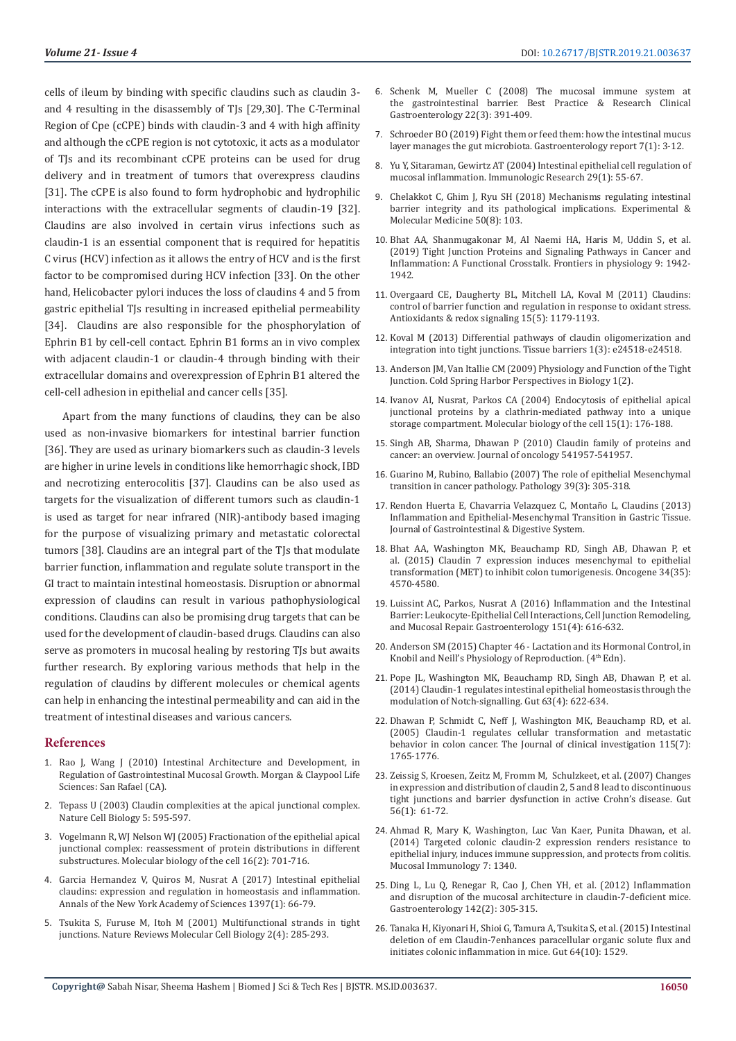cells of ileum by binding with specific claudins such as claudin 3- and 4 resulting in the disassembly of TJs [29,30]. The C-Terminal Region of Cpe (cCPE) binds with claudin-3 and 4 with high affinity and although the cCPE region is not cytotoxic, it acts as a modulator of TJs and its recombinant cCPE proteins can be used for drug delivery and in treatment of tumors that overexpress claudins [31]. The cCPE is also found to form hydrophobic and hydrophilic interactions with the extracellular segments of claudin-19 [32]. Claudins are also involved in certain virus infections such as claudin-1 is an essential component that is required for hepatitis C virus (HCV) infection as it allows the entry of HCV and is the first factor to be compromised during HCV infection [33]. On the other hand, Helicobacter pylori induces the loss of claudins 4 and 5 from gastric epithelial TJs resulting in increased epithelial permeability [34]. Claudins are also responsible for the phosphorylation of Ephrin B1 by cell-cell contact. Ephrin B1 forms an in vivo complex with adjacent claudin-1 or claudin-4 through binding with their extracellular domains and overexpression of Ephrin B1 altered the cell-cell adhesion in epithelial and cancer cells [35].

Apart from the many functions of claudins, they can be also used as non-invasive biomarkers for intestinal barrier function [36]. They are used as urinary biomarkers such as claudin-3 levels are higher in urine levels in conditions like hemorrhagic shock, IBD and necrotizing enterocolitis [37]. Claudins can be also used as targets for the visualization of different tumors such as claudin-1 is used as target for near infrared (NIR)-antibody based imaging for the purpose of visualizing primary and metastatic colorectal tumors [38]. Claudins are an integral part of the TJs that modulate barrier function, inflammation and regulate solute transport in the GI tract to maintain intestinal homeostasis. Disruption or abnormal expression of claudins can result in various pathophysiological conditions. Claudins can also be promising drug targets that can be used for the development of claudin-based drugs. Claudins can also serve as promoters in mucosal healing by restoring TJs but awaits further research. By exploring various methods that help in the regulation of claudins by different molecules or chemical agents can help in enhancing the intestinal permeability and can aid in the treatment of intestinal diseases and various cancers.

## References

1. Rao J, Wang J (2010) Intestinal Architecture and Development, in Regulation of Gastrointestinal Mucosal Growth. Morgan & Claypool Life Sciences: San Rafael (CA).
2. Tepass U (2003) Claudin complexities at the apical junctional complex. Nature Cell Biology 5: 595-597.
3. Vogelmann R, WJ Nelson WJ (2005) Fractionation of the epithelial apical junctional complex: reassessment of protein distributions in different substructures. Molecular biology of the cell 16(2): 701-716.
4. Garcia Hernandez V, Quiros M, Nusrat A (2017) Intestinal epithelial claudins: expression and regulation in homeostasis and inflammation. Annals of the New York Academy of Sciences 1397(1): 66-79.
5. Tsukita S, Furuse M, Itoh M (2001) Multifunctional strands in tight junctions. Nature Reviews Molecular Cell Biology 2(4): 285-293.
6. Schenk M, Mueller C (2008) The mucosal immune system at the gastrointestinal barrier. Best Practice & Research Clinical Gastroenterology 22(3): 391-409.
7. Schroeder BO (2019) Fight them or feed them: how the intestinal mucus layer manages the gut microbiota. Gastroenterology report 7(1): 3-12.
8. Yu Y, Sitaraman, Gewirtz AT (2004) Intestinal epithelial cell regulation of mucosal inflammation. Immunologic Research 29(1): 55-67.
9. Chelakkot C, Ghim J, Ryu SH (2018) Mechanisms regulating intestinal barrier integrity and its pathological implications. Experimental & Molecular Medicine 50(8): 103.
10. Bhat AA, Shanmugakonar M, Al Naemi HA, Haris M, Uddin S, et al. (2019) Tight Junction Proteins and Signaling Pathways in Cancer and Inflammation: A Functional Crosstalk. Frontiers in physiology 9: 1942-1942.
11. Overgaard CE, Daugherty BL, Mitchell LA, Koval M (2011) Claudins: control of barrier function and regulation in response to oxidant stress. Antioxidants & redox signaling 15(5): 1179-1193.
12. Koval M (2013) Differential pathways of claudin oligomerization and integration into tight junctions. Tissue barriers 1(3): e24518-e24518.
13. Anderson JM, Van Itallie CM (2009) Physiology and Function of the Tight Junction. Cold Spring Harbor Perspectives in Biology 1(2).
14. Ivanov AI, Nusrat, Parkos CA (2004) Endocytosis of epithelial apical junctional proteins by a clathrin-mediated pathway into a unique storage compartment. Molecular biology of the cell 15(1): 176-188.
15. Singh AB, Sharma, Dhawan P (2010) Claudin family of proteins and cancer: an overview. Journal of oncology 541957-541957.
16. Guarino M, Rubino, Ballabio (2007) The role of epithelial Mesenchymal transition in cancer pathology. Pathology 39(3): 305-318.
17. Rendon Huerta E, Chavarria Velazquez C, Montaño L, Claudins (2013) Inflammation and Epithelial-Mesenchymal Transition in Gastric Tissue. Journal of Gastrointestinal & Digestive System.
18. Bhat AA, Washington MK, Beauchamp RD, Singh AB, Dhawan P, et al. (2015) Claudin 7 expression induces mesenchymal to epithelial transformation (MET) to inhibit colon tumorigenesis. Oncogene 34(35): 4570-4580.
19. Luissint AC, Parkos, Nusrat A (2016) Inflammation and the Intestinal Barrier: Leukocyte-Epithelial Cell Interactions, Cell Junction Remodeling, and Mucosal Repair. Gastroenterology 151(4): 616-632.
20. Anderson SM (2015) Chapter 46 - Lactation and its Hormonal Control, in Knobil and Neill's Physiology of Reproduction. (4th Edn).
21. Pope JL, Washington MK, Beauchamp RD, Singh AB, Dhawan P, et al. (2014) Claudin-1 regulates intestinal epithelial homeostasis through the modulation of Notch-signalling. Gut 63(4): 622-634.
22. Dhawan P, Schmidt C, Neff J, Washington MK, Beauchamp RD, et al. (2005) Claudin-1 regulates cellular transformation and metastatic behavior in colon cancer. The Journal of clinical investigation 115(7): 1765-1776.
23. Zeissig S, Kroesen, Zeitz M, Fromm M, Schulzkeet, et al. (2007) Changes in expression and distribution of claudin 2, 5 and 8 lead to discontinuous tight junctions and barrier dysfunction in active Crohn's disease. Gut 56(1): 61-72.
24. Ahmad R, Mary K, Washington, Luc Van Kaer, Punita Dhawan, et al. (2014) Targeted colonic claudin-2 expression renders resistance to epithelial injury, induces immune suppression, and protects from colitis. Mucosal Immunology 7: 1340.
25. Ding L, Lu Q, Renegar R, Cao J, Chen YH, et al. (2012) Inflammation and disruption of the mucosal architecture in claudin-7-deficient mice. Gastroenterology 142(2): 305-315.
26. Tanaka H, Kiyonari H, Shioi G, Tamura A, Tsukita S, et al. (2015) Intestinal deletion of em Claudin-7enhances paracellular organic solute flux and initiates colonic inflammation in mice. Gut 64(10): 1529.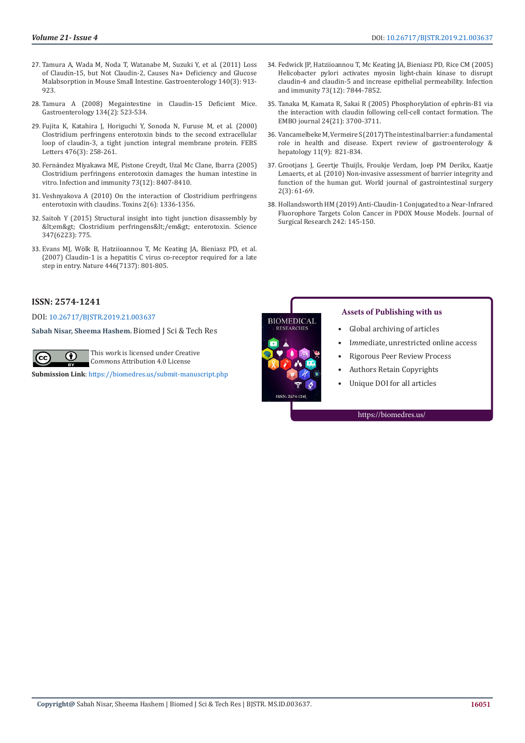27. Tamura A, Wada M, Noda T, Watanabe M, Suzuki Y, et al. (2011) Loss of Claudin-15, but Not Claudin-2, Causes Na+ Deficiency and Glucose Malabsorption in Mouse Small Intestine. Gastroenterology 140(3): 913-923.
28. Tamura A (2008) Megaintestine in Claudin-15 Deficient Mice. Gastroenterology 134(2): 523-534.
29. Fujita K, Katahira J, Horiguchi Y, Sonoda N, Furuse M, et al. (2000) Clostridium perfringens enterotoxin binds to the second extracellular loop of claudin-3, a tight junction integral membrane protein. FEBS Letters 476(3): 258-261.
30. Fernández Miyakawa ME, Pistone Creydt, Uzal Mc Clane, Ibarra (2005) Clostridium perfringens enterotoxin damages the human intestine in vitro. Infection and immunity 73(12): 8407-8410.
31. Veshnyakova A (2010) On the interaction of Clostridium perfringens enterotoxin with claudins. Toxins 2(6): 1336-1356.
32. Saitoh Y (2015) Structural insight into tight junction disassembly by &lt;em&gt; Clostridium perfringens&lt;/em&gt; enterotoxin. Science 347(6223): 775.
33. Evans MJ, Wölk B, Hatziioannou T, Mc Keating JA, Bieniasz PD, et al. (2007) Claudin-1 is a hepatitis C virus co-receptor required for a late step in entry. Nature 446(7137): 801-805.
34. Fedwick JP, Hatziioannou T, Mc Keating JA, Bieniasz PD, Rice CM (2005) Helicobacter pylori activates myosin light-chain kinase to disrupt claudin-4 and claudin-5 and increase epithelial permeability. Infection and immunity 73(12): 7844-7852.
35. Tanaka M, Kamata R, Sakai R (2005) Phosphorylation of ephrin-B1 via the interaction with claudin following cell-cell contact formation. The EMBO journal 24(21): 3700-3711.
36. Vancamelbeke M, Vermeire S (2017) The intestinal barrier: a fundamental role in health and disease. Expert review of gastroenterology & hepatology 11(9): 821-834.
37. Grootjans J, Geertje Thuijls, Froukje Verdam, Joep PM Derikx, Kaatje Lenaerts, et al. (2010) Non-invasive assessment of barrier integrity and function of the human gut. World journal of gastrointestinal surgery 2(3): 61-69.
38. Hollandsworth HM (2019) Anti-Claudin-1 Conjugated to a Near-Infrared Fluorophore Targets Colon Cancer in PDOX Mouse Models. Journal of Surgical Research 242: 145-150.

**ISSN: 2574-1241**

DOI: 10.26717/BJSTR.2019.21.003637

**Sabah Nisar, Sheema Hashem.** Biomed J Sci & Tech Res

This work is licensed under Creative Commons Attribution 4.0 License

**Submission Link**: https://biomedres.us/submit-manuscript.php

**Assets of Publishing with us**

- Global archiving of articles
- Immediate, unrestricted online access
- Rigorous Peer Review Process
- Authors Retain Copyrights
- Unique DOI for all articles

https://biomedres.us/